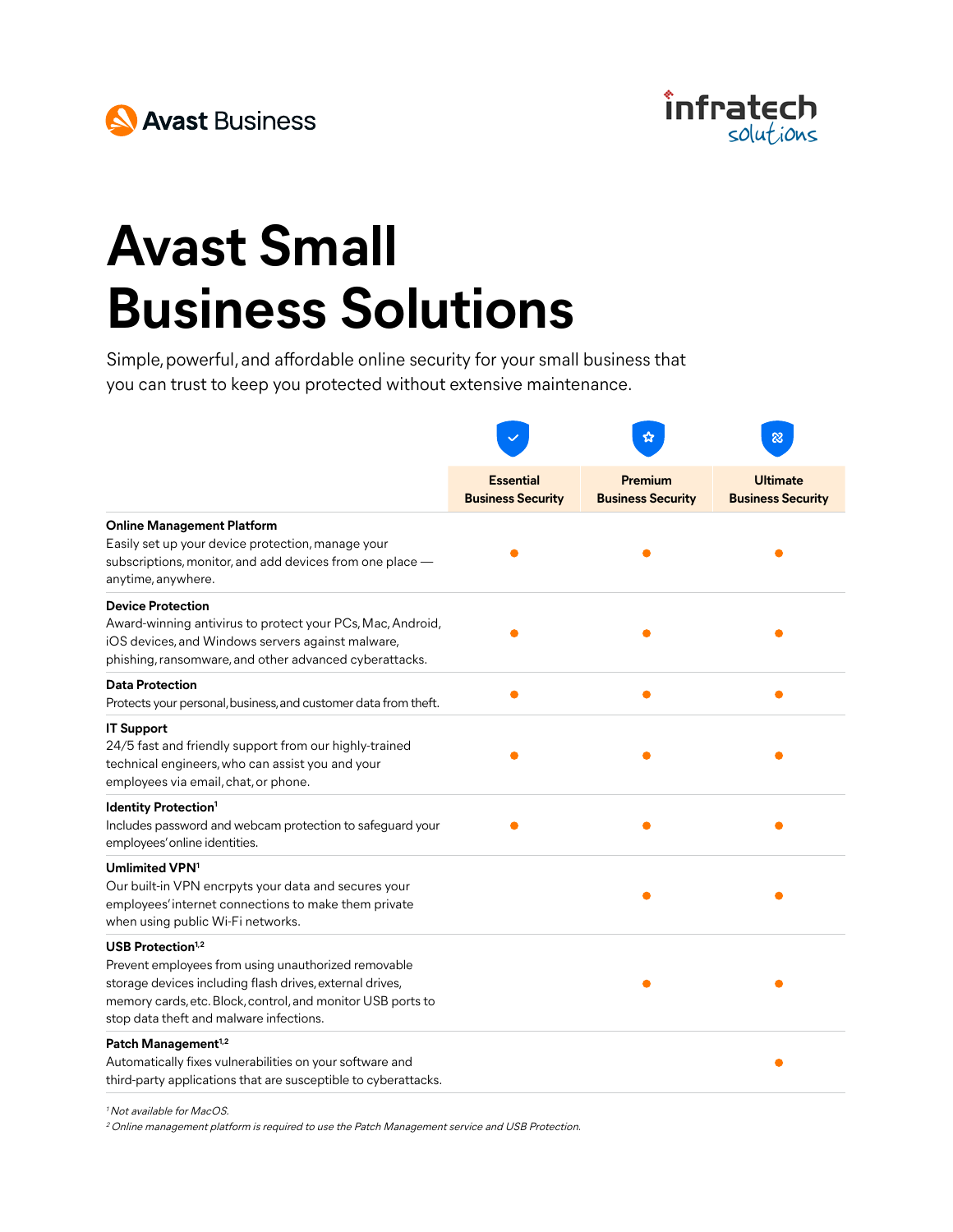Avast Business

infratech solutions

# Avast Small Business Solutions

Simple, powerful, and affordable online security for your small business that you can trust to keep you protected without extensive maintenance.

| | Essential Business Security | Premium Business Security | Ultimate Business Security |
|---|---|---|---|
| **Online Management Platform**<br>Easily set up your device protection, manage your subscriptions, monitor, and add devices from one place — anytime, anywhere. | ● | ● | ● |
| **Device Protection**<br>Award-winning antivirus to protect your PCs, Mac, Android, iOS devices, and Windows servers against malware, phishing, ransomware, and other advanced cyberattacks. | ● | ● | ● |
| **Data Protection**<br>Protects your personal, business, and customer data from theft. | ● | ● | ● |
| **IT Support**<br>24/5 fast and friendly support from our highly-trained technical engineers, who can assist you and your employees via email, chat, or phone. | ● | ● | ● |
| **Identity Protection**[1]<br>Includes password and webcam protection to safeguard your employees' online identities. | ● | ● | ● |
| **Umlimited VPN**[1]<br>Our built-in VPN encrpyts your data and secures your employees' internet connections to make them private when using public Wi-Fi networks. | | ● | ● |
| **USB Protection**[1,2]<br>Prevent employees from using unauthorized removable storage devices including flash drives, external drives, memory cards, etc. Block, control, and monitor USB ports to stop data theft and malware infections. | | ● | ● |
| **Patch Management**[1,2]<br>Automatically fixes vulnerabilities on your software and third-party applications that are susceptible to cyberattacks. | | | ● |

*[1] Not available for MacOS.*
*[2] Online management platform is required to use the Patch Management service and USB Protection.*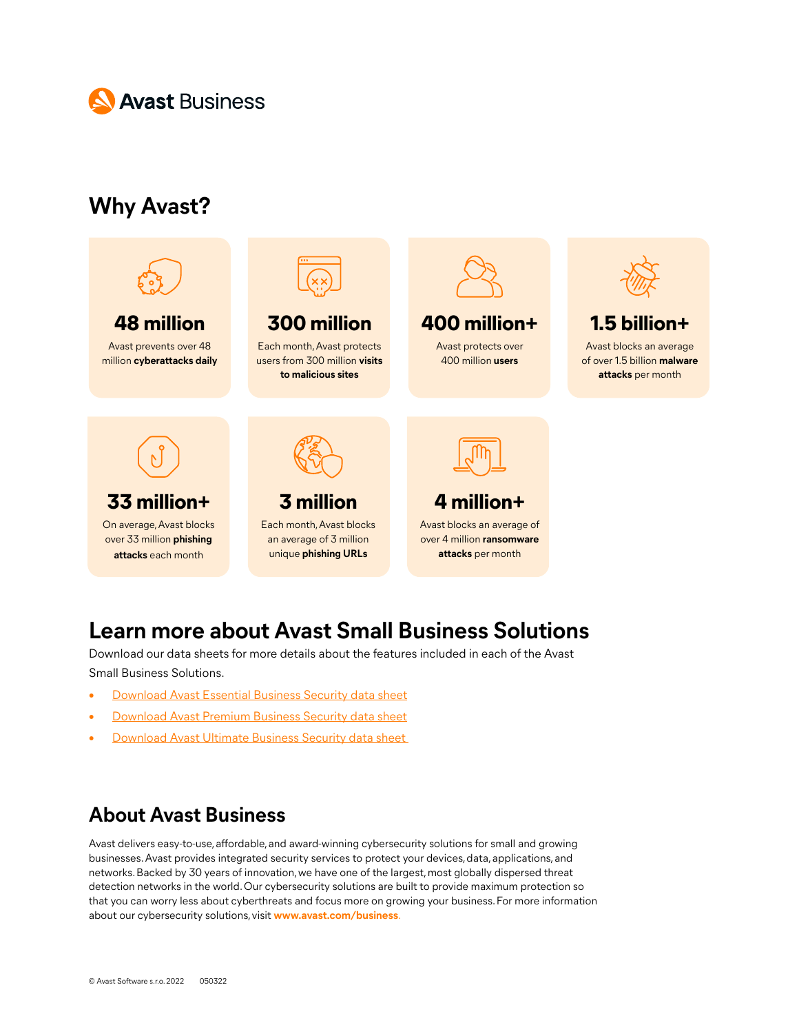Avast Business

## Why Avast?

**48 million**

Avast prevents over 48 million **cyberattacks daily**

**300 million**

Each month, Avast protects users from 300 million **visits to malicious sites**

**400 million+**

Avast protects over 400 million **users**

**1.5 billion+**

Avast blocks an average of over 1.5 billion **malware attacks** per month

**33 million+**

On average, Avast blocks over 33 million **phishing attacks** each month

**3 million**

Each month, Avast blocks an average of 3 million unique **phishing URLs**

**4 million+**

Avast blocks an average of over 4 million **ransomware attacks** per month

## Learn more about Avast Small Business Solutions

Download our data sheets for more details about the features included in each of the Avast Small Business Solutions.

- Download Avast Essential Business Security data sheet
- Download Avast Premium Business Security data sheet
- Download Avast Ultimate Business Security data sheet

## About Avast Business

Avast delivers easy-to-use, affordable, and award-winning cybersecurity solutions for small and growing businesses. Avast provides integrated security services to protect your devices, data, applications, and networks. Backed by 30 years of innovation, we have one of the largest, most globally dispersed threat detection networks in the world. Our cybersecurity solutions are built to provide maximum protection so that you can worry less about cyberthreats and focus more on growing your business. For more information about our cybersecurity solutions, visit **www.avast.com/business**.

© Avast Software s.r.o. 2022 050322